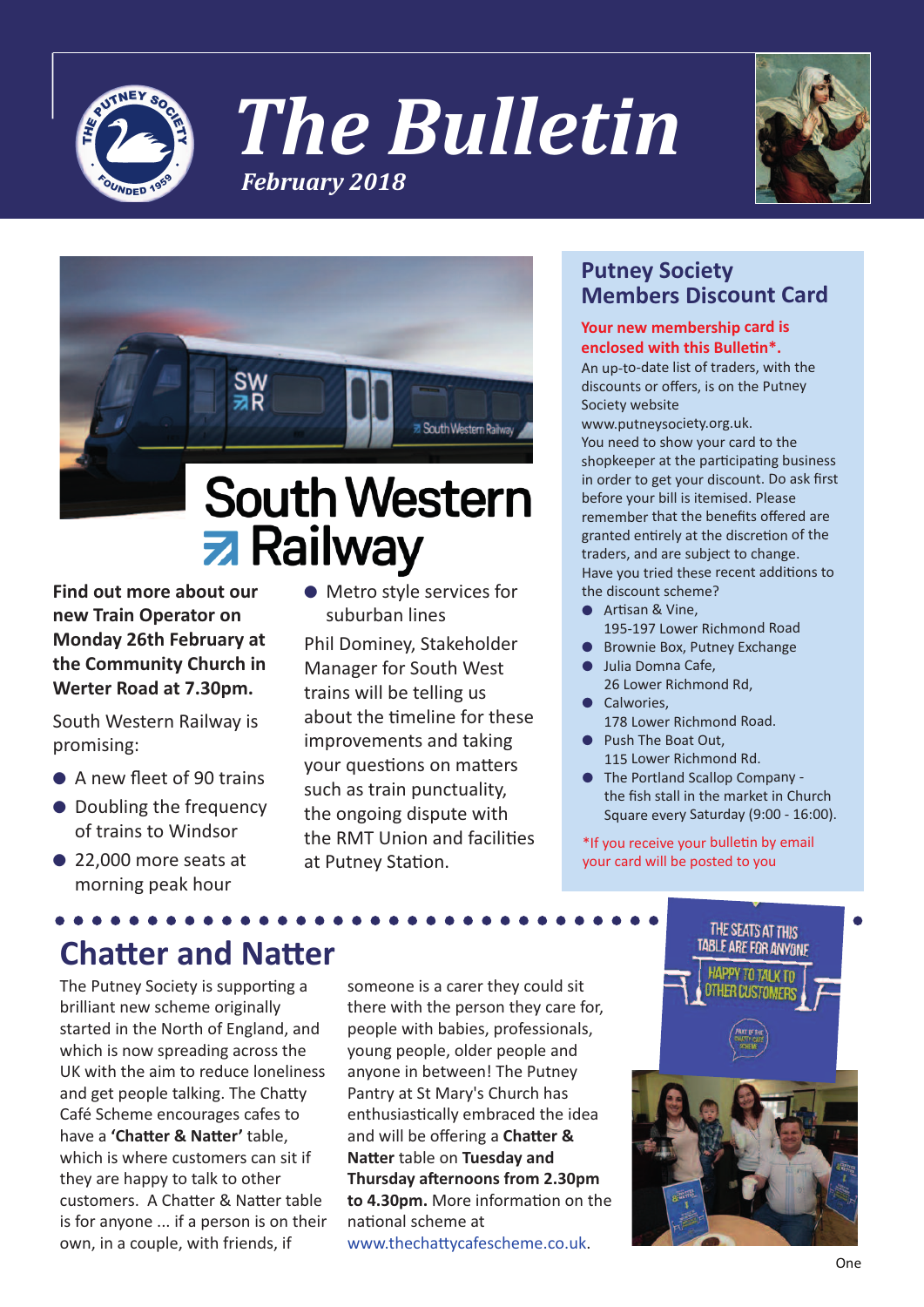# The Bulletin

*February 2018*

## South Western Railway

**Find out more about our new Train Operator on Monday 26th February at the Community Church in Werter Road at 7.30pm.**

South Western Railway is promising:

- A new fleet of 90 trains
- Doubling the frequency of trains to Windsor
- 22,000 more seats at morning peak hour
- Metro style services for suburban lines

Phil Dominey, Stakeholder Manager for South West trains will be telling us about the timeline for these improvements and taking your questions on matters such as train punctuality, the ongoing dispute with the RMT Union and facilities at Putney Station.

## Putney Society Members Discount Card

**Your new membership card is enclosed with this Bulletin*.**

An up-to-date list of traders, with the discounts or offers, is on the Putney Society website www.putneysociety.org.uk.

You need to show your card to the shopkeeper at the participating business in order to get your discount. Do ask first before your bill is itemised. Please remember that the benefits offered are granted entirely at the discretion of the traders, and are subject to change.

Have you tried these recent additions to the discount scheme?

- Artisan & Vine, 195-197 Lower Richmond Road
- Brownie Box, Putney Exchange
- Julia Domna Cafe, 26 Lower Richmond Rd,
- Calwories, 178 Lower Richmond Road.
- Push The Boat Out, 115 Lower Richmond Rd.
- The Portland Scallop Company - the fish stall in the market in Church Square every Saturday (9:00 - 16:00).

*If you receive your bulletin by email your card will be posted to you

## Chatter and Natter

The Putney Society is supporting a brilliant new scheme originally started in the North of England, and which is now spreading across the UK with the aim to reduce loneliness and get people talking. The Chatty Café Scheme encourages cafes to have a **'Chatter & Natter'** table, which is where customers can sit if they are happy to talk to other customers. A Chatter & Natter table is for anyone ... if a person is on their own, in a couple, with friends, if someone is a carer they could sit there with the person they care for, people with babies, professionals, young people, older people and anyone in between! The Putney Pantry at St Mary's Church has enthusiastically embraced the idea and will be offering a **Chatter & Natter** table on **Tuesday and Thursday afternoons from 2.30pm to 4.30pm.** More information on the national scheme at www.thechattycafescheme.co.uk.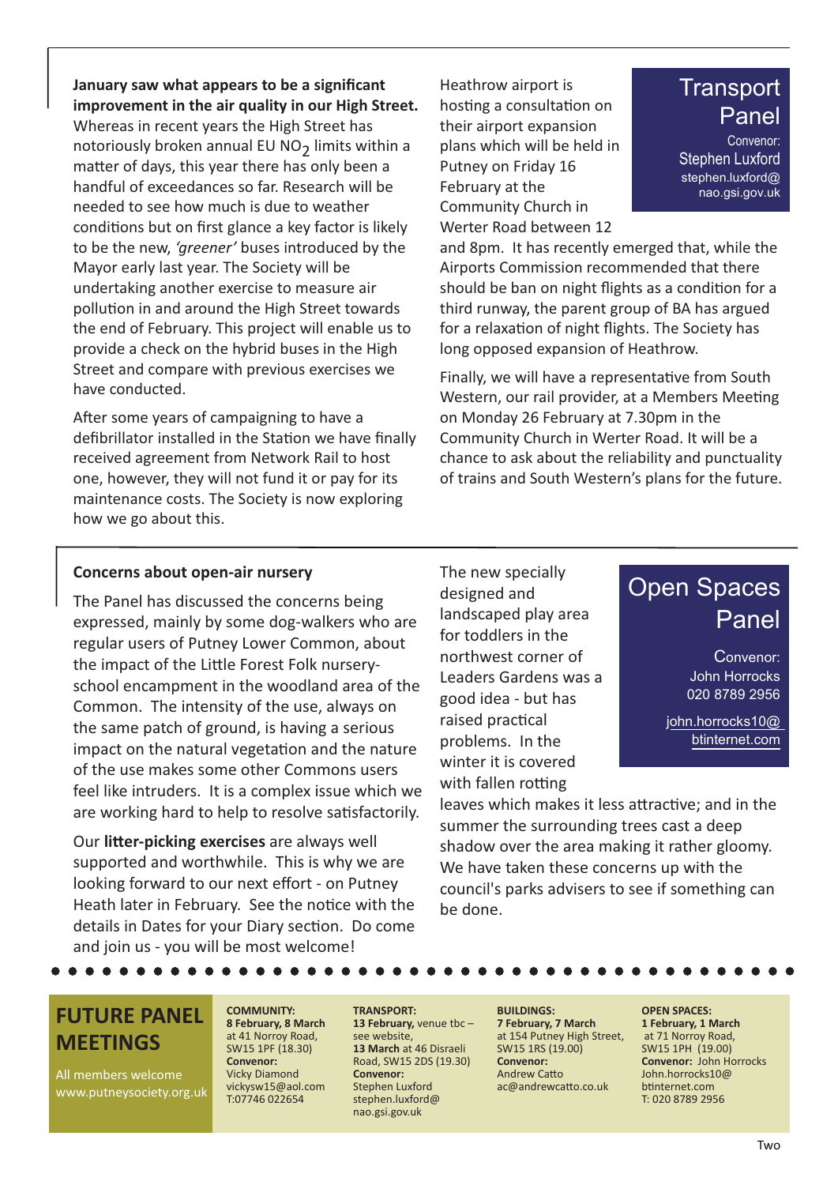## Transport Panel

Convenor: Stephen Luxford
stephen.luxford@nao.gsi.gov.uk

**January saw what appears to be a significant improvement in the air quality in our High Street.** Whereas in recent years the High Street has notoriously broken annual EU $NO_2$ limits within a matter of days, this year there has only been a handful of exceedances so far. Research will be needed to see how much is due to weather conditions but on first glance a key factor is likely to be the new, *'greener'* buses introduced by the Mayor early last year. The Society will be undertaking another exercise to measure air pollution in and around the High Street towards the end of February. This project will enable us to provide a check on the hybrid buses in the High Street and compare with previous exercises we have conducted.

After some years of campaigning to have a defibrillator installed in the Station we have finally received agreement from Network Rail to host one, however, they will not fund it or pay for its maintenance costs. The Society is now exploring how we go about this.

Heathrow airport is hosting a consultation on their airport expansion plans which will be held in Putney on Friday 16 February at the Community Church in Werter Road between 12 and 8pm. It has recently emerged that, while the Airports Commission recommended that there should be ban on night flights as a condition for a third runway, the parent group of BA has argued for a relaxation of night flights. The Society has long opposed expansion of Heathrow.

Finally, we will have a representative from South Western, our rail provider, at a Members Meeting on Monday 26 February at 7.30pm in the Community Church in Werter Road. It will be a chance to ask about the reliability and punctuality of trains and South Western's plans for the future.

## Open Spaces Panel

Convenor: John Horrocks
020 8789 2956
john.horrocks10@btinternet.com

### Concerns about open-air nursery

The Panel has discussed the concerns being expressed, mainly by some dog-walkers who are regular users of Putney Lower Common, about the impact of the Little Forest Folk nursery-school encampment in the woodland area of the Common. The intensity of the use, always on the same patch of ground, is having a serious impact on the natural vegetation and the nature of the use makes some other Commons users feel like intruders. It is a complex issue which we are working hard to help to resolve satisfactorily.

Our **litter-picking exercises** are always well supported and worthwhile. This is why we are looking forward to our next effort - on Putney Heath later in February. See the notice with the details in Dates for your Diary section. Do come and join us - you will be most welcome!

The new specially designed and landscaped play area for toddlers in the northwest corner of Leaders Gardens was a good idea - but has raised practical problems. In the winter it is covered with fallen rotting leaves which makes it less attractive; and in the summer the surrounding trees cast a deep shadow over the area making it rather gloomy. We have taken these concerns up with the council's parks advisers to see if something can be done.

## FUTURE PANEL MEETINGS

All members welcome
www.putneysociety.org.uk

**COMMUNITY:**
**8 February, 8 March** at 41 Norroy Road, SW15 1PF (18.30)
**Convenor:** Vicky Diamond
vickysw15@aol.com
T:07746 022654

**TRANSPORT:**
**13 February,** venue tbc – see website,
**13 March** at 46 Disraeli Road, SW15 2DS (19.30)
**Convenor:** Stephen Luxford
stephen.luxford@nao.gsi.gov.uk

**BUILDINGS:**
**7 February, 7 March** at 154 Putney High Street, SW15 1RS (19.00)
**Convenor:** Andrew Catto
ac@andrewcatto.co.uk

**OPEN SPACES:**
**1 February, 1 March** at 71 Norroy Road, SW15 1PH (19.00)
**Convenor:** John Horrocks
John.horrocks10@btinternet.com
T: 020 8789 2956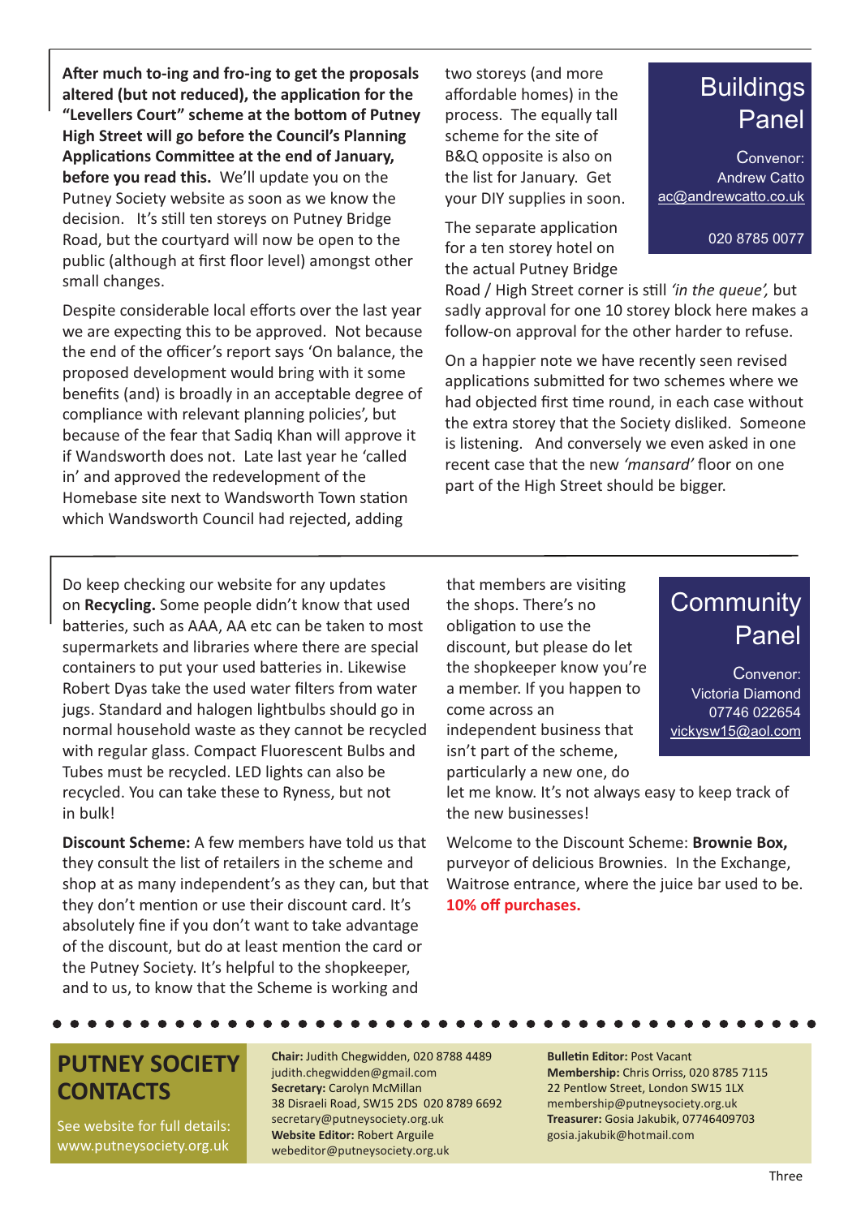## Buildings Panel

Convenor: Andrew Catto
ac@andrewcatto.co.uk

020 8785 0077

**After much to-ing and fro-ing to get the proposals altered (but not reduced), the application for the "Levellers Court" scheme at the bottom of Putney High Street will go before the Council's Planning Applications Committee at the end of January, before you read this.** We'll update you on the Putney Society website as soon as we know the decision. It's still ten storeys on Putney Bridge Road, but the courtyard will now be open to the public (although at first floor level) amongst other small changes.

Despite considerable local efforts over the last year we are expecting this to be approved. Not because the end of the officer's report says 'On balance, the proposed development would bring with it some benefits (and) is broadly in an acceptable degree of compliance with relevant planning policies', but because of the fear that Sadiq Khan will approve it if Wandsworth does not. Late last year he 'called in' and approved the redevelopment of the Homebase site next to Wandsworth Town station which Wandsworth Council had rejected, adding two storeys (and more affordable homes) in the process. The equally tall scheme for the site of B&Q opposite is also on the list for January. Get your DIY supplies in soon.

The separate application for a ten storey hotel on the actual Putney Bridge Road / High Street corner is still *'in the queue',* but sadly approval for one 10 storey block here makes a follow-on approval for the other harder to refuse.

On a happier note we have recently seen revised applications submitted for two schemes where we had objected first time round, in each case without the extra storey that the Society disliked. Someone is listening. And conversely we even asked in one recent case that the new *'mansard'* floor on one part of the High Street should be bigger.

## Community Panel

Convenor: Victoria Diamond
07746 022654
vickysw15@aol.com

Do keep checking our website for any updates on **Recycling.** Some people didn't know that used batteries, such as AAA, AA etc can be taken to most supermarkets and libraries where there are special containers to put your used batteries in. Likewise Robert Dyas take the used water filters from water jugs. Standard and halogen lightbulbs should go in normal household waste as they cannot be recycled with regular glass. Compact Fluorescent Bulbs and Tubes must be recycled. LED lights can also be recycled. You can take these to Ryness, but not in bulk!

**Discount Scheme:** A few members have told us that they consult the list of retailers in the scheme and shop at as many independent's as they can, but that they don't mention or use their discount card. It's absolutely fine if you don't want to take advantage of the discount, but do at least mention the card or the Putney Society. It's helpful to the shopkeeper, and to us, to know that the Scheme is working and that members are visiting the shops. There's no obligation to use the discount, but please do let the shopkeeper know you're a member. If you happen to come across an independent business that isn't part of the scheme, particularly a new one, do let me know. It's not always easy to keep track of the new businesses!

Welcome to the Discount Scheme: **Brownie Box,** purveyor of delicious Brownies. In the Exchange, Waitrose entrance, where the juice bar used to be. **10% off purchases.**

## PUTNEY SOCIETY CONTACTS

See website for full details: www.putneysociety.org.uk

**Chair:** Judith Chegwidden, 020 8788 4489
judith.chegwidden@gmail.com
**Secretary:** Carolyn McMillan
38 Disraeli Road, SW15 2DS 020 8789 6692
secretary@putneysociety.org.uk
**Website Editor:** Robert Arguile
webeditor@putneysociety.org.uk

**Bulletin Editor:** Post Vacant
**Membership:** Chris Orriss, 020 8785 7115
22 Pentlow Street, London SW15 1LX
membership@putneysociety.org.uk
**Treasurer:** Gosia Jakubik, 07746409703
gosia.jakubik@hotmail.com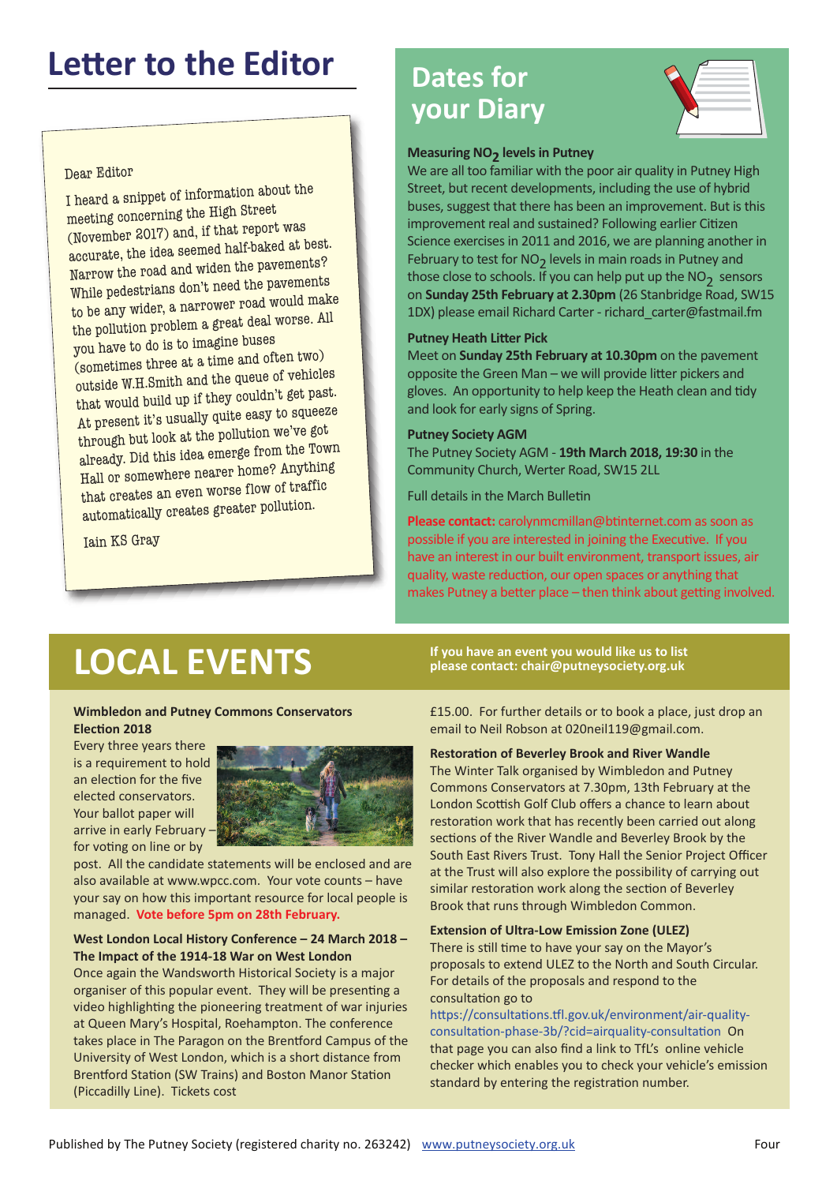# Letter to the Editor

Dear Editor

I heard a snippet of information about the meeting concerning the High Street (November 2017) and, if that report was accurate, the idea seemed half-baked at best. Narrow the road and widen the pavements? While pedestrians don't need the pavements to be any wider, a narrower road would make the pollution problem a great deal worse. All you have to do is to imagine buses (sometimes three at a time and often two) outside W.H.Smith and the queue of vehicles that would build up if they couldn't get past. At present it's usually quite easy to squeeze through but look at the pollution we've got already. Did this idea emerge from the Town Hall or somewhere nearer home? Anything that creates an even worse flow of traffic automatically creates greater pollution.

Iain KS Gray

# Dates for your Diary

**Measuring $NO_2$ levels in Putney**

We are all too familiar with the poor air quality in Putney High Street, but recent developments, including the use of hybrid buses, suggest that there has been an improvement. But is this improvement real and sustained? Following earlier Citizen Science exercises in 2011 and 2016, we are planning another in February to test for $NO_2$ levels in main roads in Putney and those close to schools. If you can help put up the $NO_2$ sensors on **Sunday 25th February at 2.30pm** (26 Stanbridge Road, SW15 1DX) please email Richard Carter - richard_carter@fastmail.fm

**Putney Heath Litter Pick**

Meet on **Sunday 25th February at 10.30pm** on the pavement opposite the Green Man – we will provide litter pickers and gloves. An opportunity to help keep the Heath clean and tidy and look for early signs of Spring.

**Putney Society AGM**

The Putney Society AGM - **19th March 2018, 19:30** in the Community Church, Werter Road, SW15 2LL

Full details in the March Bulletin

**Please contact:** carolynmcmillan@btinternet.com as soon as possible if you are interested in joining the Executive. If you have an interest in our built environment, transport issues, air quality, waste reduction, our open spaces or anything that makes Putney a better place – then think about getting involved.

# LOCAL EVENTS

**If you have an event you would like us to list please contact: chair@putneysociety.org.uk**

**Wimbledon and Putney Commons Conservators Election 2018**

Every three years there is a requirement to hold an election for the five elected conservators. Your ballot paper will arrive in early February – for voting on line or by post. All the candidate statements will be enclosed and are also available at www.wpcc.com. Your vote counts – have your say on how this important resource for local people is managed. **Vote before 5pm on 28th February.**

**West London Local History Conference – 24 March 2018 – The Impact of the 1914-18 War on West London**

Once again the Wandsworth Historical Society is a major organiser of this popular event. They will be presenting a video highlighting the pioneering treatment of war injuries at Queen Mary's Hospital, Roehampton. The conference takes place in The Paragon on the Brentford Campus of the University of West London, which is a short distance from Brentford Station (SW Trains) and Boston Manor Station (Piccadilly Line). Tickets cost £15.00. For further details or to book a place, just drop an email to Neil Robson at 020neil119@gmail.com.

**Restoration of Beverley Brook and River Wandle**

The Winter Talk organised by Wimbledon and Putney Commons Conservators at 7.30pm, 13th February at the London Scottish Golf Club offers a chance to learn about restoration work that has recently been carried out along sections of the River Wandle and Beverley Brook by the South East Rivers Trust. Tony Hall the Senior Project Officer at the Trust will also explore the possibility of carrying out similar restoration work along the section of Beverley Brook that runs through Wimbledon Common.

**Extension of Ultra-Low Emission Zone (ULEZ)**

There is still time to have your say on the Mayor's proposals to extend ULEZ to the North and South Circular. For details of the proposals and respond to the consultation go to https://consultations.tfl.gov.uk/environment/air-quality-consultation-phase-3b/?cid=airquality-consultation On that page you can also find a link to TfL's online vehicle checker which enables you to check your vehicle's emission standard by entering the registration number.

Published by The Putney Society (registered charity no. 263242) www.putneysociety.org.uk